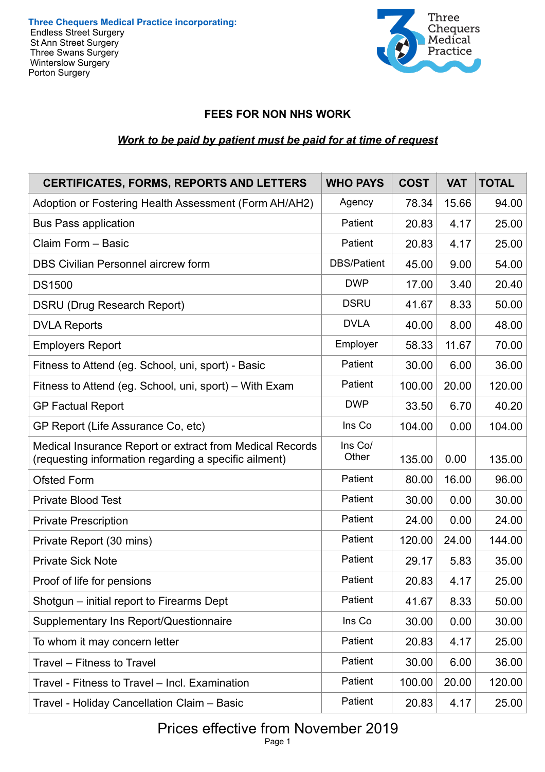**Three Chequers Medical Practice incorporating:**
Endless Street Surgery
St Ann Street Surgery
Three Swans Surgery
Winterslow Surgery
Porton Surgery

Three Chequers Medical Practice

## FEES FOR NON NHS WORK

***Work to be paid by patient must be paid for at time of request***

| CERTIFICATES, FORMS, REPORTS AND LETTERS | WHO PAYS | COST | VAT | TOTAL |
|---|---|---|---|---|
| Adoption or Fostering Health Assessment (Form AH/AH2) | Agency | 78.34 | 15.66 | 94.00 |
| Bus Pass application | Patient | 20.83 | 4.17 | 25.00 |
| Claim Form – Basic | Patient | 20.83 | 4.17 | 25.00 |
| DBS Civilian Personnel aircrew form | DBS/Patient | 45.00 | 9.00 | 54.00 |
| DS1500 | DWP | 17.00 | 3.40 | 20.40 |
| DSRU (Drug Research Report) | DSRU | 41.67 | 8.33 | 50.00 |
| DVLA Reports | DVLA | 40.00 | 8.00 | 48.00 |
| Employers Report | Employer | 58.33 | 11.67 | 70.00 |
| Fitness to Attend (eg. School, uni, sport) - Basic | Patient | 30.00 | 6.00 | 36.00 |
| Fitness to Attend (eg. School, uni, sport) – With Exam | Patient | 100.00 | 20.00 | 120.00 |
| GP Factual Report | DWP | 33.50 | 6.70 | 40.20 |
| GP Report (Life Assurance Co, etc) | Ins Co | 104.00 | 0.00 | 104.00 |
| Medical Insurance Report or extract from Medical Records (requesting information regarding a specific ailment) | Ins Co/ Other | 135.00 | 0.00 | 135.00 |
| Ofsted Form | Patient | 80.00 | 16.00 | 96.00 |
| Private Blood Test | Patient | 30.00 | 0.00 | 30.00 |
| Private Prescription | Patient | 24.00 | 0.00 | 24.00 |
| Private Report (30 mins) | Patient | 120.00 | 24.00 | 144.00 |
| Private Sick Note | Patient | 29.17 | 5.83 | 35.00 |
| Proof of life for pensions | Patient | 20.83 | 4.17 | 25.00 |
| Shotgun – initial report to Firearms Dept | Patient | 41.67 | 8.33 | 50.00 |
| Supplementary Ins Report/Questionnaire | Ins Co | 30.00 | 0.00 | 30.00 |
| To whom it may concern letter | Patient | 20.83 | 4.17 | 25.00 |
| Travel – Fitness to Travel | Patient | 30.00 | 6.00 | 36.00 |
| Travel - Fitness to Travel – Incl. Examination | Patient | 100.00 | 20.00 | 120.00 |
| Travel - Holiday Cancellation Claim – Basic | Patient | 20.83 | 4.17 | 25.00 |

Prices effective from November 2019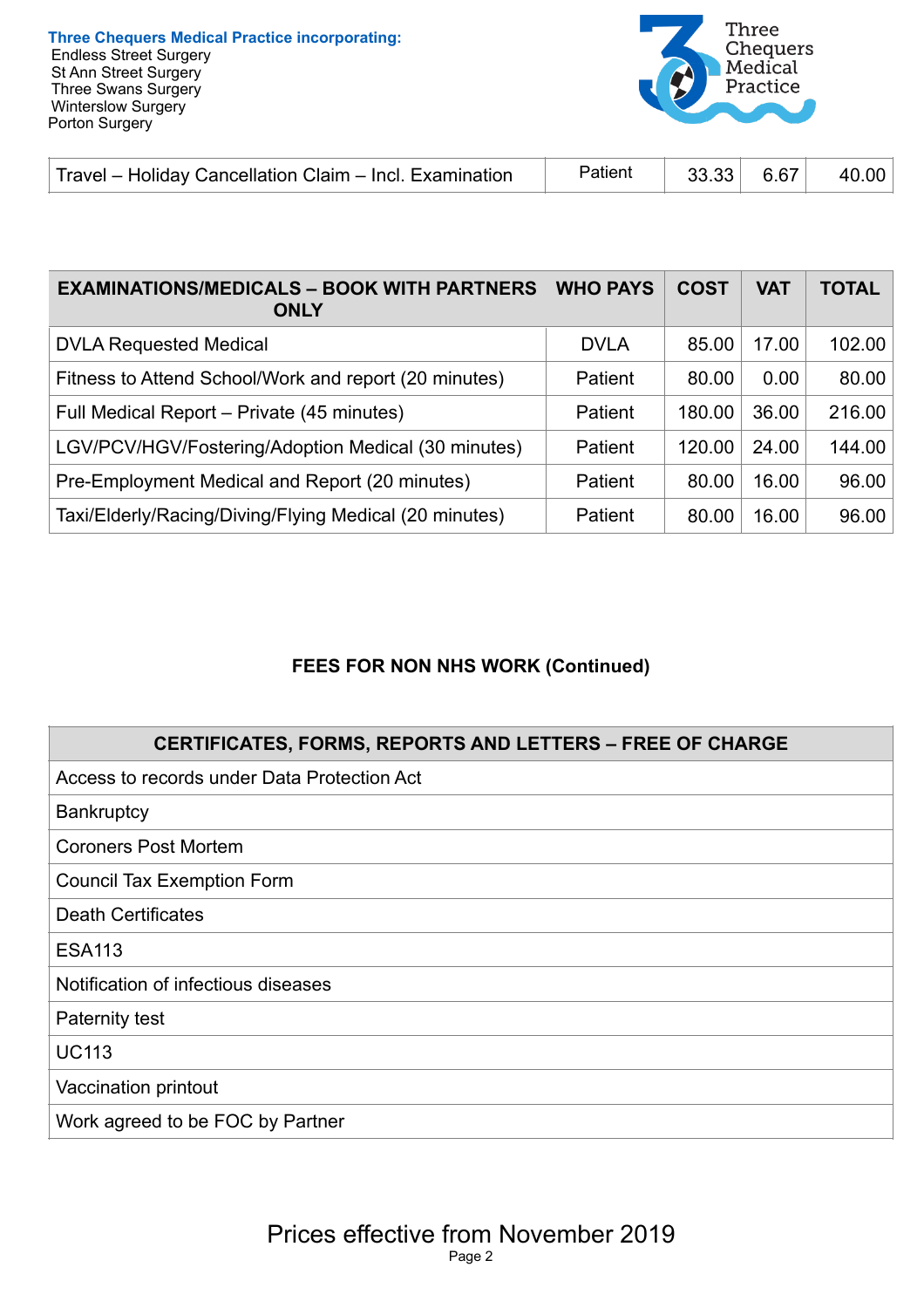**Three Chequers Medical Practice incorporating:**
Endless Street Surgery
St Ann Street Surgery
Three Swans Surgery
Winterslow Surgery
Porton Surgery

| | | | | |
|---|---|---|---|---|
| Travel – Holiday Cancellation Claim – Incl. Examination | Patient | 33.33 | 6.67 | 40.00 |

| EXAMINATIONS/MEDICALS – BOOK WITH PARTNERS ONLY | WHO PAYS | COST | VAT | TOTAL |
|---|---|---|---|---|
| DVLA Requested Medical | DVLA | 85.00 | 17.00 | 102.00 |
| Fitness to Attend School/Work and report (20 minutes) | Patient | 80.00 | 0.00 | 80.00 |
| Full Medical Report – Private (45 minutes) | Patient | 180.00 | 36.00 | 216.00 |
| LGV/PCV/HGV/Fostering/Adoption Medical (30 minutes) | Patient | 120.00 | 24.00 | 144.00 |
| Pre-Employment Medical and Report (20 minutes) | Patient | 80.00 | 16.00 | 96.00 |
| Taxi/Elderly/Racing/Diving/Flying Medical (20 minutes) | Patient | 80.00 | 16.00 | 96.00 |

## FEES FOR NON NHS WORK (Continued)

| CERTIFICATES, FORMS, REPORTS AND LETTERS – FREE OF CHARGE |
|---|
| Access to records under Data Protection Act |
| Bankruptcy |
| Coroners Post Mortem |
| Council Tax Exemption Form |
| Death Certificates |
| ESA113 |
| Notification of infectious diseases |
| Paternity test |
| UC113 |
| Vaccination printout |
| Work agreed to be FOC by Partner |

Prices effective from November 2019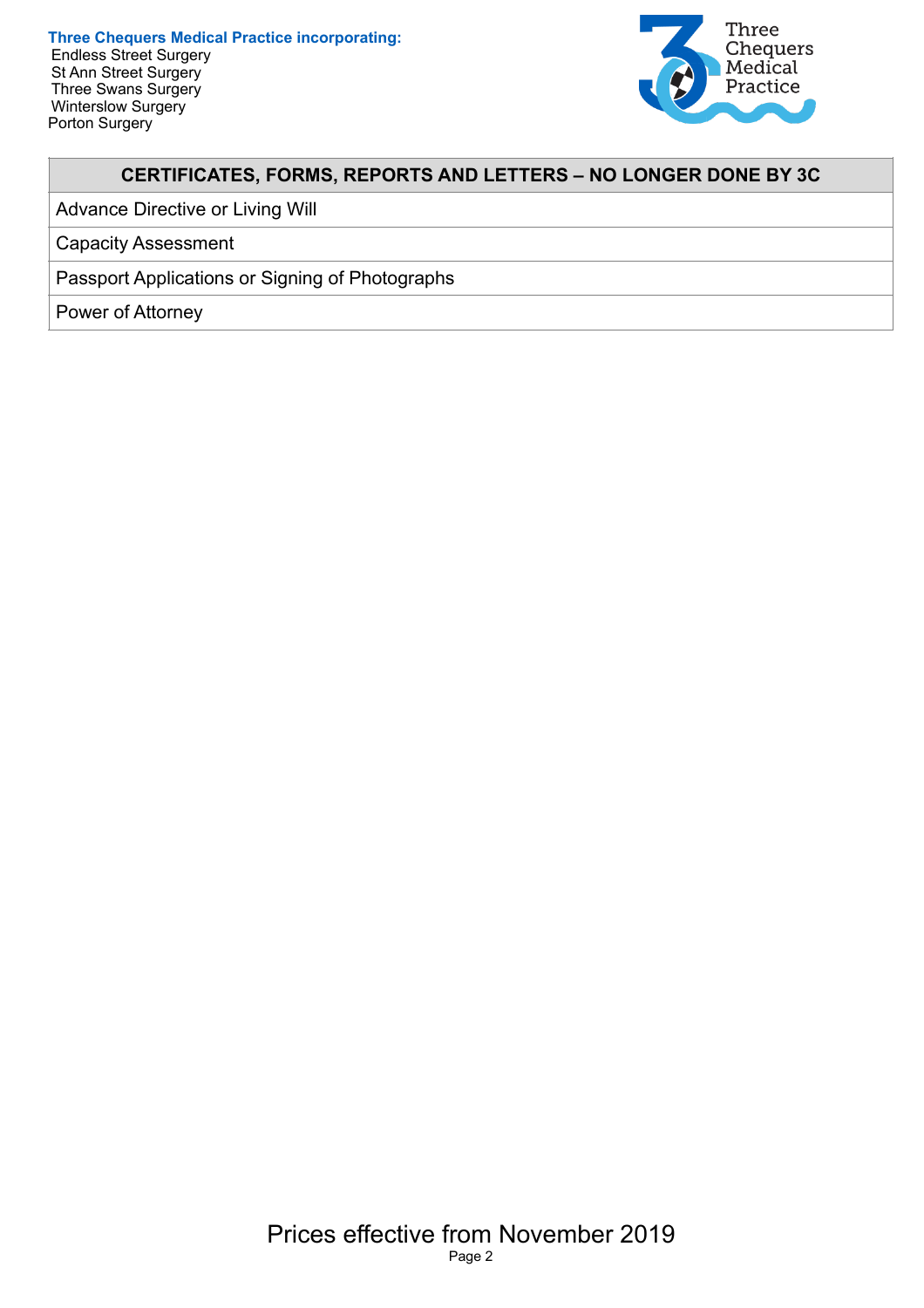**Three Chequers Medical Practice incorporating:**
Endless Street Surgery
St Ann Street Surgery
Three Swans Surgery
Winterslow Surgery
Porton Surgery

| CERTIFICATES, FORMS, REPORTS AND LETTERS – NO LONGER DONE BY 3C |
|---|
| Advance Directive or Living Will |
| Capacity Assessment |
| Passport Applications or Signing of Photographs |
| Power of Attorney |

Prices effective from November 2019